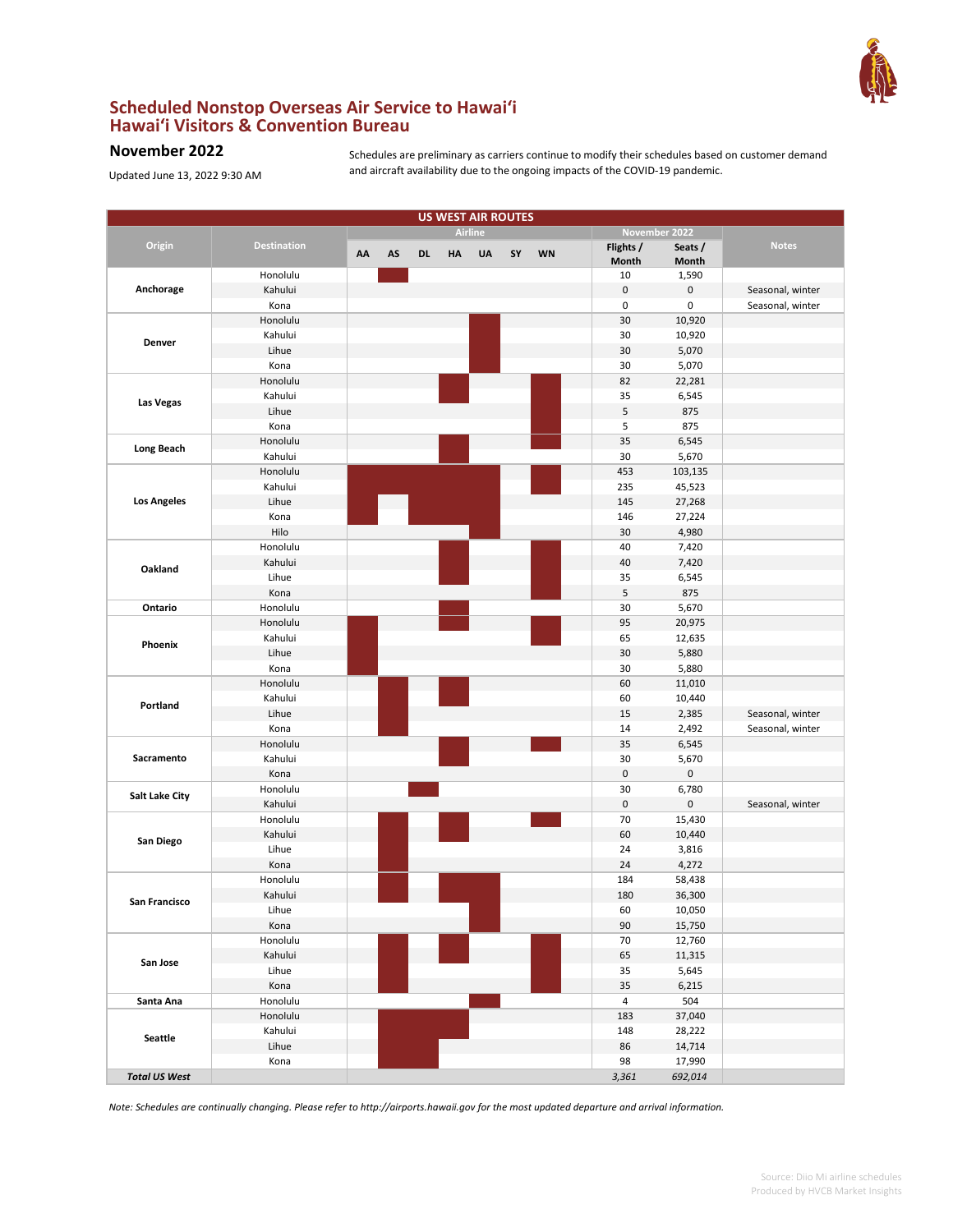# Scheduled Nonstop Overseas Air Service to Hawaiʻi
## Hawaiʻi Visitors & Convention Bureau

### November 2022

Updated June 13, 2022 9:30 AM

Schedules are preliminary as carriers continue to modify their schedules based on customer demand and aircraft availability due to the ongoing impacts of the COVID-19 pandemic.

**US WEST AIR ROUTES**

In the table, "X" marks the airlines that serve each route.

| Origin | Destination | Airline | | | | | | | November 2022 | | Notes |
|---|---|---|---|---|---|---|---|---|---|---|---|
| | | AA | AS | DL | HA | UA | SY | WN | Flights / Month | Seats / Month | |
| **Anchorage** | Honolulu | | X | | | | | | 10 | 1,590 | |
| | Kahului | | | | | | | | 0 | 0 | Seasonal, winter |
| | Kona | | | | | | | | 0 | 0 | Seasonal, winter |
| **Denver** | Honolulu | | | | | X | | | 30 | 10,920 | |
| | Kahului | | | | | X | | | 30 | 10,920 | |
| | Lihue | | | | | X | | | 30 | 5,070 | |
| | Kona | | | | | X | | | 30 | 5,070 | |
| **Las Vegas** | Honolulu | | | | X | | | X | 82 | 22,281 | |
| | Kahului | | | | X | | | X | 35 | 6,545 | |
| | Lihue | | | | | | | X | 5 | 875 | |
| | Kona | | | | | | | X | 5 | 875 | |
| **Long Beach** | Honolulu | | | | X | | | X | 35 | 6,545 | |
| | Kahului | | | | X | | | | 30 | 5,670 | |
| **Los Angeles** | Honolulu | X | X | X | X | X | | X | 453 | 103,135 | |
| | Kahului | X | X | X | X | X | | X | 235 | 45,523 | |
| | Lihue | X | | X | X | X | | | 145 | 27,268 | |
| | Kona | X | | X | X | X | | | 146 | 27,224 | |
| | Hilo | | | | | X | | | 30 | 4,980 | |
| **Oakland** | Honolulu | | | | X | | | X | 40 | 7,420 | |
| | Kahului | | | | X | | | X | 40 | 7,420 | |
| | Lihue | | | | X | | | X | 35 | 6,545 | |
| | Kona | | | | | | | X | 5 | 875 | |
| **Ontario** | Honolulu | | | | X | | | | 30 | 5,670 | |
| **Phoenix** | Honolulu | X | | | X | | | X | 95 | 20,975 | |
| | Kahului | X | | | | | | X | 65 | 12,635 | |
| | Lihue | X | | | | | | | 30 | 5,880 | |
| | Kona | X | | | | | | | 30 | 5,880 | |
| **Portland** | Honolulu | | X | | X | | | | 60 | 11,010 | |
| | Kahului | | X | | X | | | | 60 | 10,440 | |
| | Lihue | | X | | | | | | 15 | 2,385 | Seasonal, winter |
| | Kona | | X | | | | | | 14 | 2,492 | Seasonal, winter |
| **Sacramento** | Honolulu | | | | X | | | X | 35 | 6,545 | |
| | Kahului | | | | X | | | | 30 | 5,670 | |
| | Kona | | | | | | | | 0 | 0 | |
| **Salt Lake City** | Honolulu | | | X | | | | | 30 | 6,780 | |
| | Kahului | | | | | | | | 0 | 0 | Seasonal, winter |
| **San Diego** | Honolulu | | X | | X | | | X | 70 | 15,430 | |
| | Kahului | | X | | X | | | | 60 | 10,440 | |
| | Lihue | | X | | | | | | 24 | 3,816 | |
| | Kona | | X | | | | | | 24 | 4,272 | |
| **San Francisco** | Honolulu | | X | | X | X | | | 184 | 58,438 | |
| | Kahului | | X | | X | X | | | 180 | 36,300 | |
| | Lihue | | | | | X | | | 60 | 10,050 | |
| | Kona | | | | | X | | | 90 | 15,750 | |
| **San Jose** | Honolulu | | X | | X | | | X | 70 | 12,760 | |
| | Kahului | | X | | X | | | X | 65 | 11,315 | |
| | Lihue | | X | | | | | X | 35 | 5,645 | |
| | Kona | | X | | | | | X | 35 | 6,215 | |
| **Santa Ana** | Honolulu | | | | | X | | | 4 | 504 | |
| **Seattle** | Honolulu | | X | X | X | | | | 183 | 37,040 | |
| | Kahului | | X | X | X | | | | 148 | 28,222 | |
| | Lihue | | X | X | | | | | 86 | 14,714 | |
| | Kona | | X | X | | | | | 98 | 17,990 | |
| ***Total US West*** | | | | | | | | | *3,361* | *692,014* | |

*Note: Schedules are continually changing. Please refer to http://airports.hawaii.gov for the most updated departure and arrival information.*

Source: Diio Mi airline schedules
Produced by HVCB Market Insights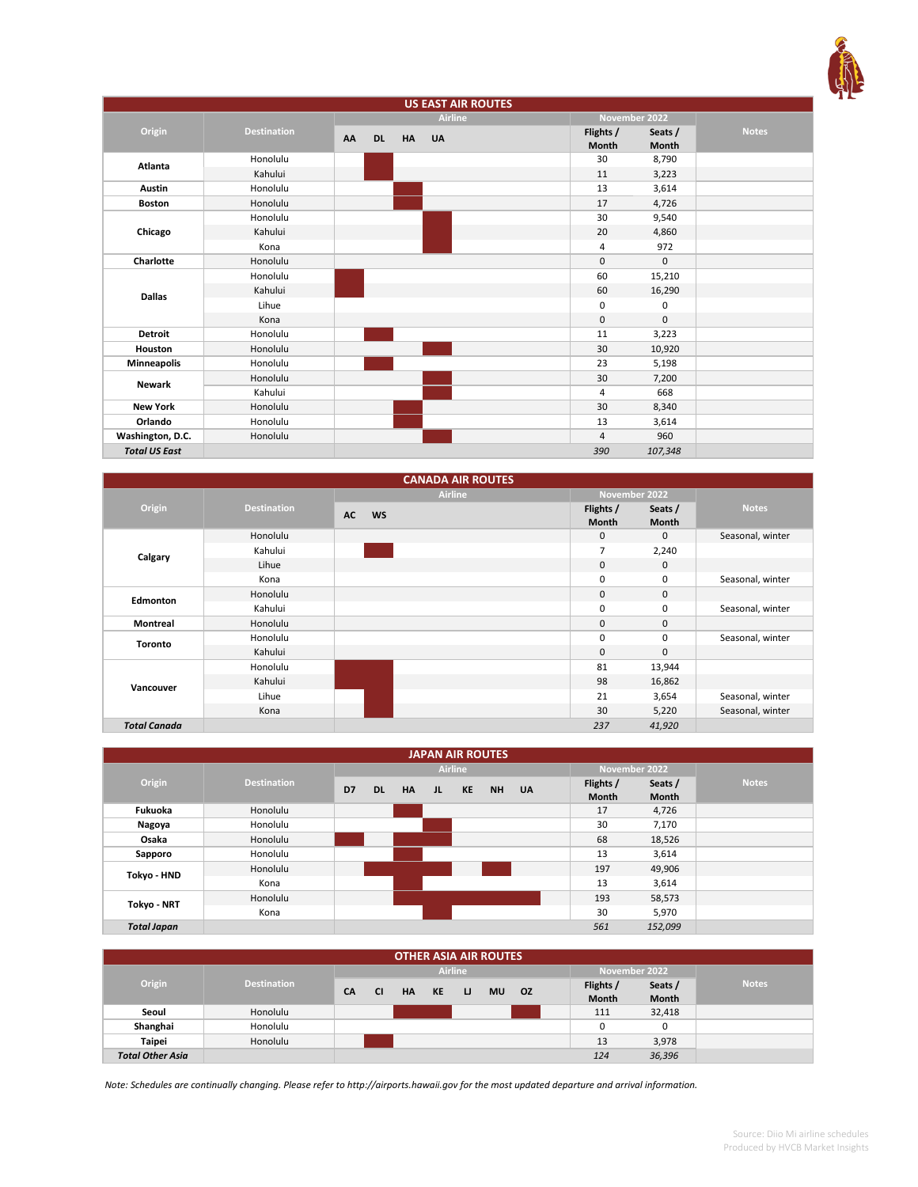## US EAST AIR ROUTES

| Origin | Destination | AA | DL | HA | UA | Flights / Month (November 2022) | Seats / Month (November 2022) | Notes |
|---|---|---|---|---|---|---|---|---|
| Atlanta | Honolulu | | X | | | 30 | 8,790 | |
| | Kahului | | X | | | 11 | 3,223 | |
| Austin | Honolulu | | | X | | 13 | 3,614 | |
| Boston | Honolulu | | | X | | 17 | 4,726 | |
| Chicago | Honolulu | | | | X | 30 | 9,540 | |
| | Kahului | | | | X | 20 | 4,860 | |
| | Kona | | | | X | 4 | 972 | |
| Charlotte | Honolulu | | | | | 0 | 0 | |
| Dallas | Honolulu | X | | | | 60 | 15,210 | |
| | Kahului | X | | | | 60 | 16,290 | |
| | Lihue | | | | | 0 | 0 | |
| | Kona | | | | | 0 | 0 | |
| Detroit | Honolulu | | X | | | 11 | 3,223 | |
| Houston | Honolulu | | | | X | 30 | 10,920 | |
| Minneapolis | Honolulu | | X | | | 23 | 5,198 | |
| Newark | Honolulu | | | | X | 30 | 7,200 | |
| | Kahului | | | | X | 4 | 668 | |
| New York | Honolulu | | | X | | 30 | 8,340 | |
| Orlando | Honolulu | | | X | | 13 | 3,614 | |
| Washington, D.C. | Honolulu | | | | X | 4 | 960 | |
| ***Total US East*** | | | | | | *390* | *107,348* | |

## CANADA AIR ROUTES

| Origin | Destination | AC | WS | Flights / Month (November 2022) | Seats / Month (November 2022) | Notes |
|---|---|---|---|---|---|---|
| Calgary | Honolulu | | | 0 | 0 | Seasonal, winter |
| | Kahului | | X | 7 | 2,240 | |
| | Lihue | | | 0 | 0 | |
| | Kona | | | 0 | 0 | Seasonal, winter |
| Edmonton | Honolulu | | | 0 | 0 | |
| | Kahului | | | 0 | 0 | Seasonal, winter |
| Montreal | Honolulu | | | 0 | 0 | |
| Toronto | Honolulu | | | 0 | 0 | Seasonal, winter |
| | Kahului | | | 0 | 0 | |
| Vancouver | Honolulu | X | X | 81 | 13,944 | |
| | Kahului | X | X | 98 | 16,862 | |
| | Lihue | | X | 21 | 3,654 | Seasonal, winter |
| | Kona | | X | 30 | 5,220 | Seasonal, winter |
| ***Total Canada*** | | | | *237* | *41,920* | |

## JAPAN AIR ROUTES

| Origin | Destination | D7 | DL | HA | JL | KE | NH | UA | Flights / Month (November 2022) | Seats / Month (November 2022) | Notes |
|---|---|---|---|---|---|---|---|---|---|---|---|
| Fukuoka | Honolulu | | | X | | | | | 17 | 4,726 | |
| Nagoya | Honolulu | | | | X | | | | 30 | 7,170 | |
| Osaka | Honolulu | X | | X | X | | | | 68 | 18,526 | |
| Sapporo | Honolulu | | | X | | | | | 13 | 3,614 | |
| Tokyo - HND | Honolulu | | X | X | X | | X | | 197 | 49,906 | |
| | Kona | | | X | | | | | 13 | 3,614 | |
| Tokyo - NRT | Honolulu | | | X | X | X | X | X | 193 | 58,573 | |
| | Kona | | | | X | | | | 30 | 5,970 | |
| ***Total Japan*** | | | | | | | | | *561* | *152,099* | |

## OTHER ASIA AIR ROUTES

| Origin | Destination | CA | CI | HA | KE | LJ | MU | OZ | Flights / Month (November 2022) | Seats / Month (November 2022) | Notes |
|---|---|---|---|---|---|---|---|---|---|---|---|
| Seoul | Honolulu | | | X | X | | | X | 111 | 32,418 | |
| Shanghai | Honolulu | | | | | | | | 0 | 0 | |
| Taipei | Honolulu | | X | | | | | | 13 | 3,978 | |
| ***Total Other Asia*** | | | | | | | | | *124* | *36,396* | |

*Note: Schedules are continually changing. Please refer to http://airports.hawaii.gov for the most updated departure and arrival information.*

Source: Diio Mi airline schedules
Produced by HVCB Market Insights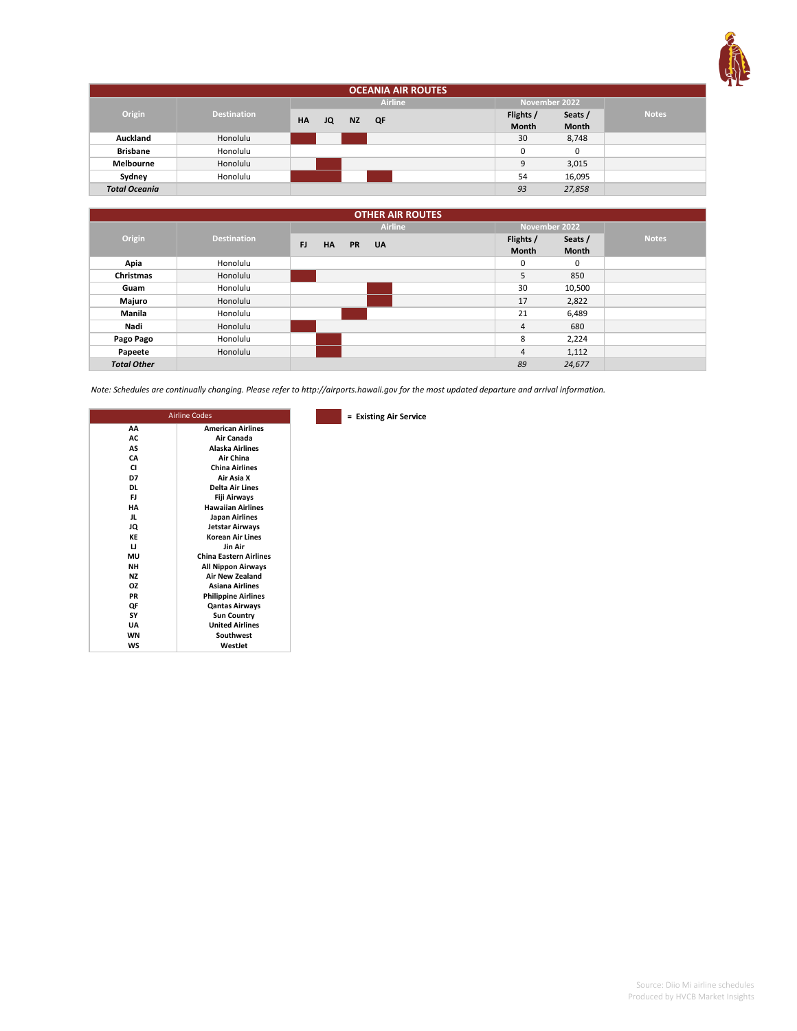## OCEANIA AIR ROUTES

| Origin | Destination | Airline | | | | November 2022 | | Notes |
|---|---|---|---|---|---|---|---|---|
| | | HA | JQ | NZ | QF | Flights / Month | Seats / Month | |
| **Auckland** | Honolulu | ■ | | ■ | | 30 | 8,748 | |
| **Brisbane** | Honolulu | | | | | 0 | 0 | |
| **Melbourne** | Honolulu | | ■ | | | 9 | 3,015 | |
| **Sydney** | Honolulu | ■ | ■ | | ■ | 54 | 16,095 | |
| ***Total Oceania*** | | | | | | *93* | *27,858* | |

## OTHER AIR ROUTES

| Origin | Destination | Airline | | | | November 2022 | | Notes |
|---|---|---|---|---|---|---|---|---|
| | | FJ | HA | PR | UA | Flights / Month | Seats / Month | |
| **Apia** | Honolulu | | | | | 0 | 0 | |
| **Christmas** | Honolulu | ■ | | | | 5 | 850 | |
| **Guam** | Honolulu | | | | ■ | 30 | 10,500 | |
| **Majuro** | Honolulu | | | | ■ | 17 | 2,822 | |
| **Manila** | Honolulu | | | ■ | | 21 | 6,489 | |
| **Nadi** | Honolulu | ■ | | | | 4 | 680 | |
| **Pago Pago** | Honolulu | | ■ | | | 8 | 2,224 | |
| **Papeete** | Honolulu | | ■ | | | 4 | 1,112 | |
| ***Total Other*** | | | | | | *89* | *24,677* | |

*Note: Schedules are continually changing. Please refer to http://airports.hawaii.gov for the most updated departure and arrival information.*

| Airline Codes | |
|---|---|
| **AA** | **American Airlines** |
| **AC** | **Air Canada** |
| **AS** | **Alaska Airlines** |
| **CA** | **Air China** |
| **CI** | **China Airlines** |
| **D7** | **Air Asia X** |
| **DL** | **Delta Air Lines** |
| **FJ** | **Fiji Airways** |
| **HA** | **Hawaiian Airlines** |
| **JL** | **Japan Airlines** |
| **JQ** | **Jetstar Airways** |
| **KE** | **Korean Air Lines** |
| **LJ** | **Jin Air** |
| **MU** | **China Eastern Airlines** |
| **NH** | **All Nippon Airways** |
| **NZ** | **Air New Zealand** |
| **OZ** | **Asiana Airlines** |
| **PR** | **Philippine Airlines** |
| **QF** | **Qantas Airways** |
| **SY** | **Sun Country** |
| **UA** | **United Airlines** |
| **WN** | **Southwest** |
| **WS** | **WestJet** |

■ = **Existing Air Service**

Source: Diio Mi airline schedules
Produced by HVCB Market Insights